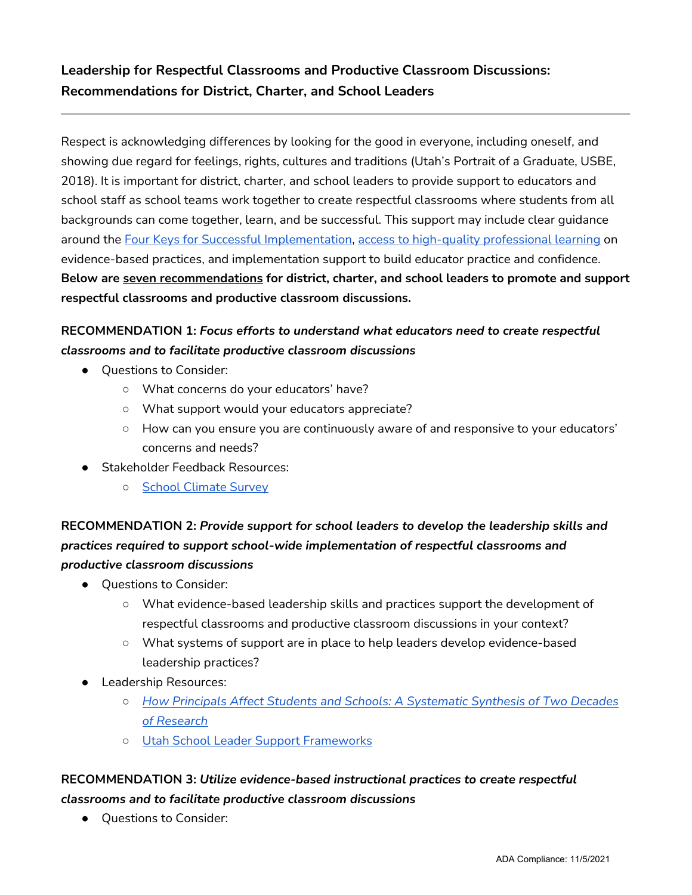## Leadership for Respectful Classrooms and Productive Classroom Discussions: Recommendations for District, Charter, and School Leaders

---

Respect is acknowledging differences by looking for the good in everyone, including oneself, and showing due regard for feelings, rights, cultures and traditions (Utah's Portrait of a Graduate, USBE, 2018). It is important for district, charter, and school leaders to provide support to educators and school staff as school teams work together to create respectful classrooms where students from all backgrounds can come together, learn, and be successful. This support may include clear guidance around the Four Keys for Successful Implementation, access to high-quality professional learning on evidence-based practices, and implementation support to build educator practice and confidence. **Below are seven recommendations for district, charter, and school leaders to promote and support respectful classrooms and productive classroom discussions.**

**RECOMMENDATION 1:** ***Focus efforts to understand what educators need to create respectful classrooms and to facilitate productive classroom discussions***

- Questions to Consider:
  - What concerns do your educators' have?
  - What support would your educators appreciate?
  - How can you ensure you are continuously aware of and responsive to your educators' concerns and needs?
- Stakeholder Feedback Resources:
  - School Climate Survey

**RECOMMENDATION 2:** ***Provide support for school leaders to develop the leadership skills and practices required to support school-wide implementation of respectful classrooms and productive classroom discussions***

- Questions to Consider:
  - What evidence-based leadership skills and practices support the development of respectful classrooms and productive classroom discussions in your context?
  - What systems of support are in place to help leaders develop evidence-based leadership practices?
- Leadership Resources:
  - *How Principals Affect Students and Schools: A Systematic Synthesis of Two Decades of Research*
  - Utah School Leader Support Frameworks

**RECOMMENDATION 3:** ***Utilize evidence-based instructional practices to create respectful classrooms and to facilitate productive classroom discussions***

- Questions to Consider: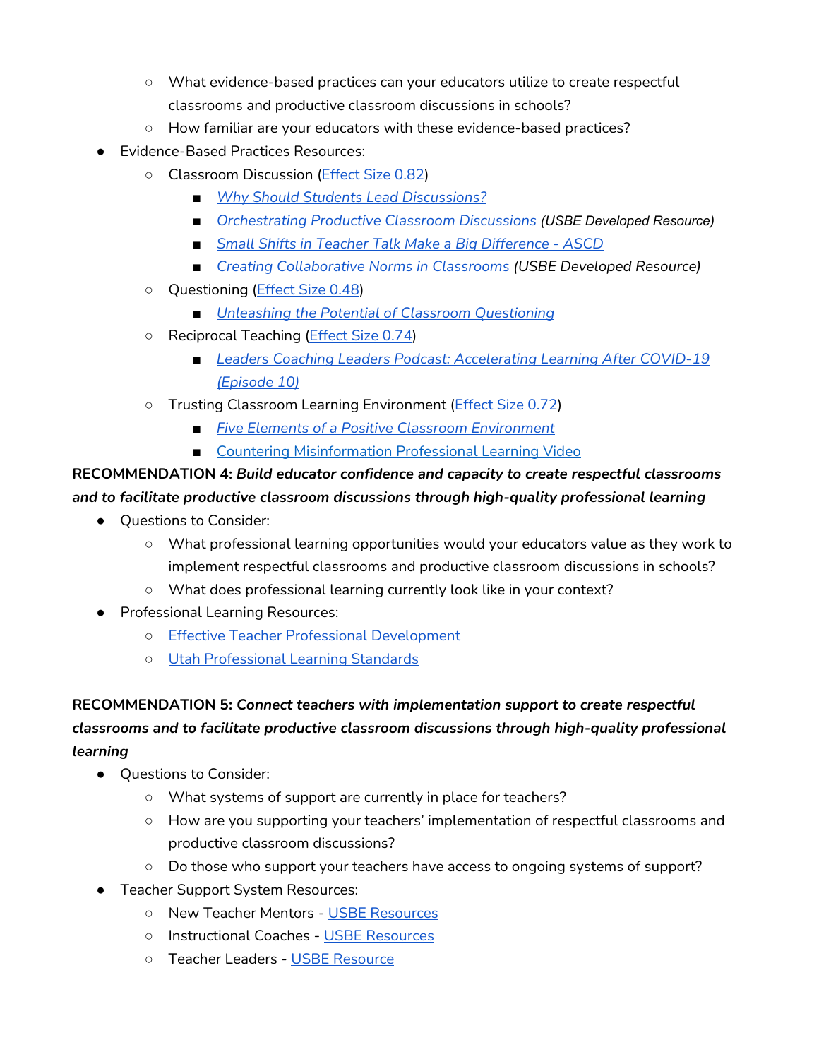- What evidence-based practices can your educators utilize to create respectful classrooms and productive classroom discussions in schools?
  - How familiar are your educators with these evidence-based practices?
- Evidence-Based Practices Resources:
  - Classroom Discussion (Effect Size 0.82)
    - *Why Should Students Lead Discussions?*
    - *Orchestrating Productive Classroom Discussions (USBE Developed Resource)*
    - *Small Shifts in Teacher Talk Make a Big Difference - ASCD*
    - *Creating Collaborative Norms in Classrooms (USBE Developed Resource)*
  - Questioning (Effect Size 0.48)
    - *Unleashing the Potential of Classroom Questioning*
  - Reciprocal Teaching (Effect Size 0.74)
    - *Leaders Coaching Leaders Podcast: Accelerating Learning After COVID-19 (Episode 10)*
  - Trusting Classroom Learning Environment (Effect Size 0.72)
    - *Five Elements of a Positive Classroom Environment*
    - Countering Misinformation Professional Learning Video

**RECOMMENDATION 4:** ***Build educator confidence and capacity to create respectful classrooms and to facilitate productive classroom discussions through high-quality professional learning***

- Questions to Consider:
  - What professional learning opportunities would your educators value as they work to implement respectful classrooms and productive classroom discussions in schools?
  - What does professional learning currently look like in your context?
- Professional Learning Resources:
  - Effective Teacher Professional Development
  - Utah Professional Learning Standards

**RECOMMENDATION 5:** ***Connect teachers with implementation support to create respectful classrooms and to facilitate productive classroom discussions through high-quality professional learning***

- Questions to Consider:
  - What systems of support are currently in place for teachers?
  - How are you supporting your teachers' implementation of respectful classrooms and productive classroom discussions?
  - Do those who support your teachers have access to ongoing systems of support?
- Teacher Support System Resources:
  - New Teacher Mentors - USBE Resources
  - Instructional Coaches - USBE Resources
  - Teacher Leaders - USBE Resource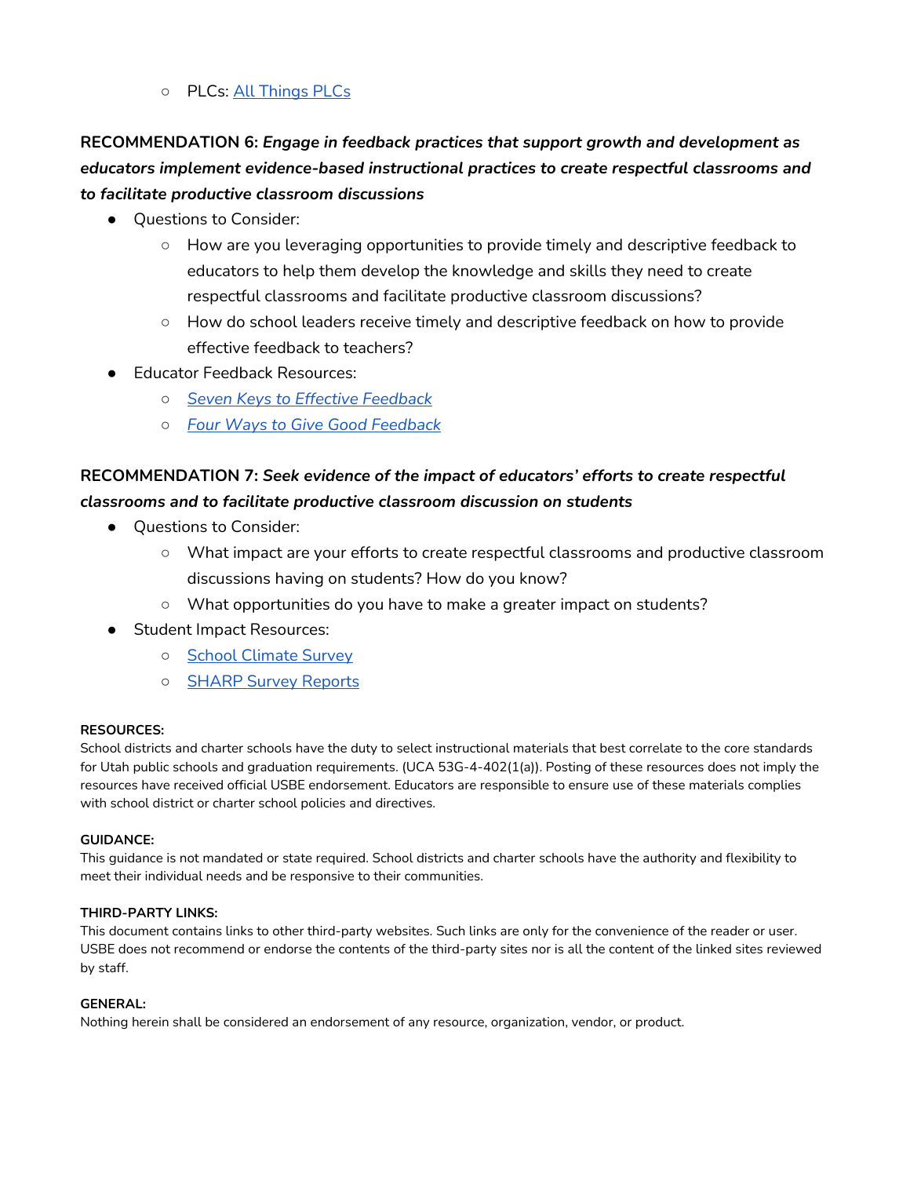- PLCs: All Things PLCs

**RECOMMENDATION 6:** ***Engage in feedback practices that support growth and development as educators implement evidence-based instructional practices to create respectful classrooms and to facilitate productive classroom discussions***

- Questions to Consider:
  - How are you leveraging opportunities to provide timely and descriptive feedback to educators to help them develop the knowledge and skills they need to create respectful classrooms and facilitate productive classroom discussions?
  - How do school leaders receive timely and descriptive feedback on how to provide effective feedback to teachers?
- Educator Feedback Resources:
  - *Seven Keys to Effective Feedback*
  - *Four Ways to Give Good Feedback*

**RECOMMENDATION 7:** ***Seek evidence of the impact of educators' efforts to create respectful classrooms and to facilitate productive classroom discussion on students***

- Questions to Consider:
  - What impact are your efforts to create respectful classrooms and productive classroom discussions having on students? How do you know?
  - What opportunities do you have to make a greater impact on students?
- Student Impact Resources:
  - School Climate Survey
  - SHARP Survey Reports

**RESOURCES:**
School districts and charter schools have the duty to select instructional materials that best correlate to the core standards for Utah public schools and graduation requirements. (UCA 53G-4-402(1(a)). Posting of these resources does not imply the resources have received official USBE endorsement. Educators are responsible to ensure use of these materials complies with school district or charter school policies and directives.

**GUIDANCE:**
This guidance is not mandated or state required. School districts and charter schools have the authority and flexibility to meet their individual needs and be responsive to their communities.

**THIRD-PARTY LINKS:**
This document contains links to other third-party websites. Such links are only for the convenience of the reader or user. USBE does not recommend or endorse the contents of the third-party sites nor is all the content of the linked sites reviewed by staff.

**GENERAL:**
Nothing herein shall be considered an endorsement of any resource, organization, vendor, or product.